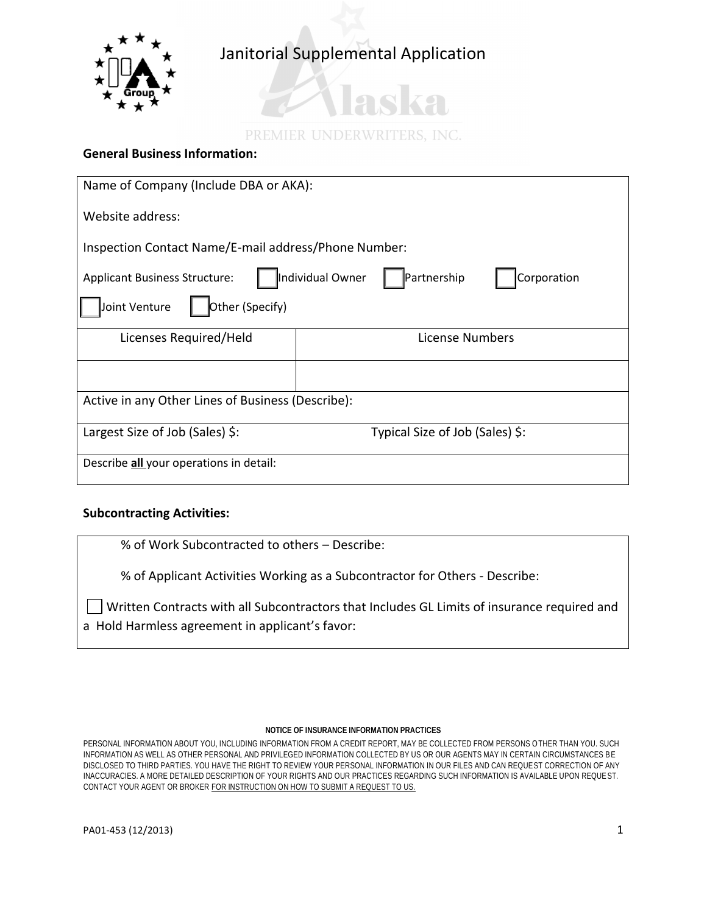# Janitorial Supplemental Application

Alaska PREMIER UNDERWRITERS, INC.

## General Business Information:

Name of Company (Include DBA or AKA):

Website address:

Inspection Contact Name/E-mail address/Phone Number:

Applicant Business Structure: ☐ Individual Owner ☐ Partnership ☐ Corporation ☐ Joint Venture ☐ Other (Specify)

| Licenses Required/Held | License Numbers |
|---|---|
| | |

Active in any Other Lines of Business (Describe):

Largest Size of Job (Sales) $: Typical Size of Job (Sales) $:

Describe **all** your operations in detail:

## Subcontracting Activities:

% of Work Subcontracted to others – Describe:

% of Applicant Activities Working as a Subcontractor for Others - Describe:

☐ Written Contracts with all Subcontractors that Includes GL Limits of insurance required and a Hold Harmless agreement in applicant's favor:

**NOTICE OF INSURANCE INFORMATION PRACTICES**

PERSONAL INFORMATION ABOUT YOU, INCLUDING INFORMATION FROM A CREDIT REPORT, MAY BE COLLECTED FROM PERSONS OTHER THAN YOU. SUCH INFORMATION AS WELL AS OTHER PERSONAL AND PRIVILEGED INFORMATION COLLECTED BY US OR OUR AGENTS MAY IN CERTAIN CIRCUMSTANCES BE DISCLOSED TO THIRD PARTIES. YOU HAVE THE RIGHT TO REVIEW YOUR PERSONAL INFORMATION IN OUR FILES AND CAN REQUEST CORRECTION OF ANY INACCURACIES. A MORE DETAILED DESCRIPTION OF YOUR RIGHTS AND OUR PRACTICES REGARDING SUCH INFORMATION IS AVAILABLE UPON REQUEST. CONTACT YOUR AGENT OR BROKER FOR INSTRUCTION ON HOW TO SUBMIT A REQUEST TO US.

PA01-453 (12/2013)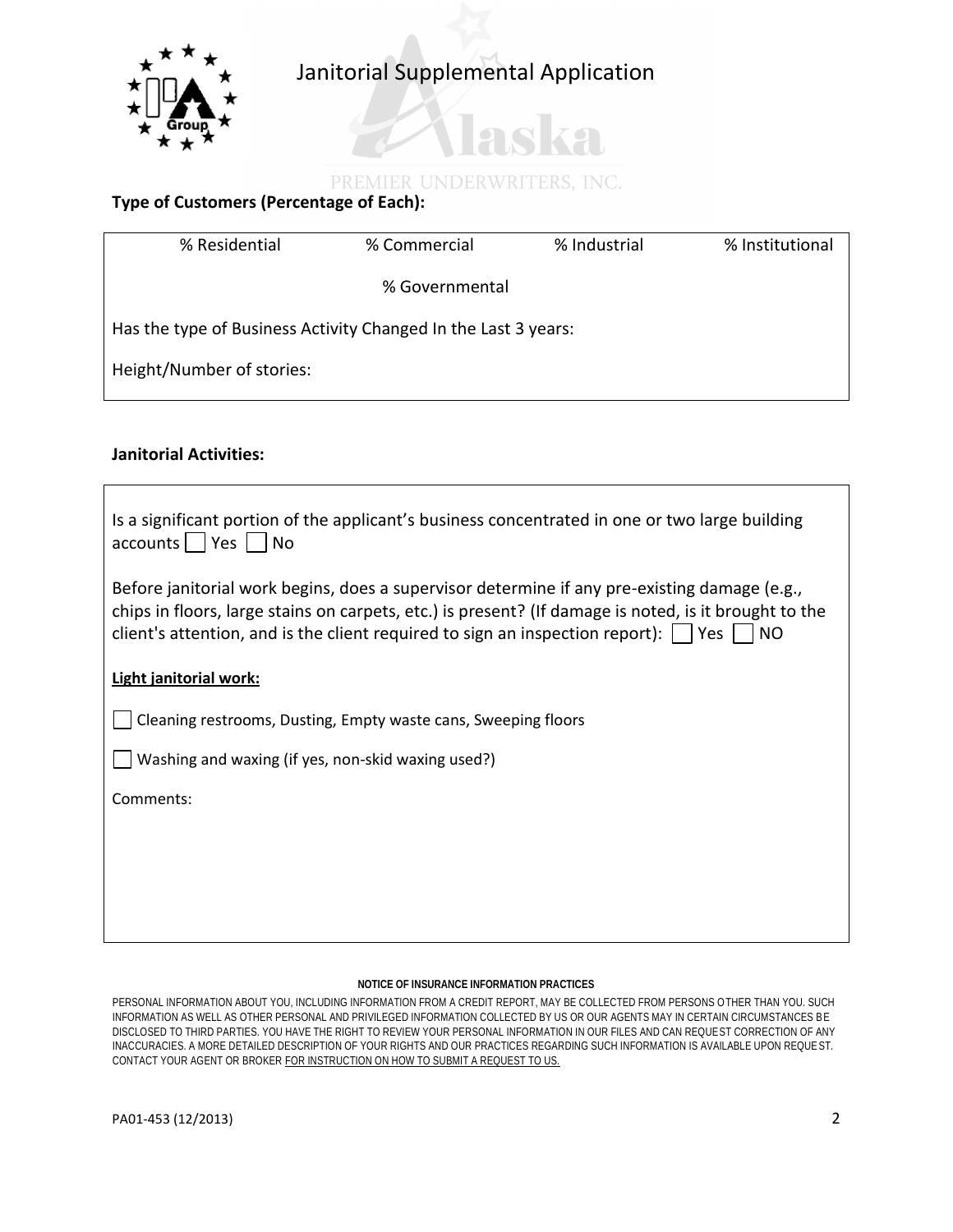# Janitorial Supplemental Application

**Type of Customers (Percentage of Each):**

| % Residential | % Commercial | % Industrial | % Institutional |
|---|---|---|---|
| | % Governmental | | |

Has the type of Business Activity Changed In the Last 3 years:

Height/Number of stories:

**Janitorial Activities:**

Is a significant portion of the applicant's business concentrated in one or two large building accounts ☐ Yes ☐ No

Before janitorial work begins, does a supervisor determine if any pre-existing damage (e.g., chips in floors, large stains on carpets, etc.) is present? (If damage is noted, is it brought to the client's attention, and is the client required to sign an inspection report): ☐ Yes ☐ NO

**Light janitorial work:**

☐ Cleaning restrooms, Dusting, Empty waste cans, Sweeping floors

☐ Washing and waxing (if yes, non-skid waxing used?)

Comments:

**NOTICE OF INSURANCE INFORMATION PRACTICES**

PERSONAL INFORMATION ABOUT YOU, INCLUDING INFORMATION FROM A CREDIT REPORT, MAY BE COLLECTED FROM PERSONS OTHER THAN YOU. SUCH INFORMATION AS WELL AS OTHER PERSONAL AND PRIVILEGED INFORMATION COLLECTED BY US OR OUR AGENTS MAY IN CERTAIN CIRCUMSTANCES BE DISCLOSED TO THIRD PARTIES. YOU HAVE THE RIGHT TO REVIEW YOUR PERSONAL INFORMATION IN OUR FILES AND CAN REQUEST CORRECTION OF ANY INACCURACIES. A MORE DETAILED DESCRIPTION OF YOUR RIGHTS AND OUR PRACTICES REGARDING SUCH INFORMATION IS AVAILABLE UPON REQUEST. CONTACT YOUR AGENT OR BROKER FOR INSTRUCTION ON HOW TO SUBMIT A REQUEST TO US.

PA01-453 (12/2013)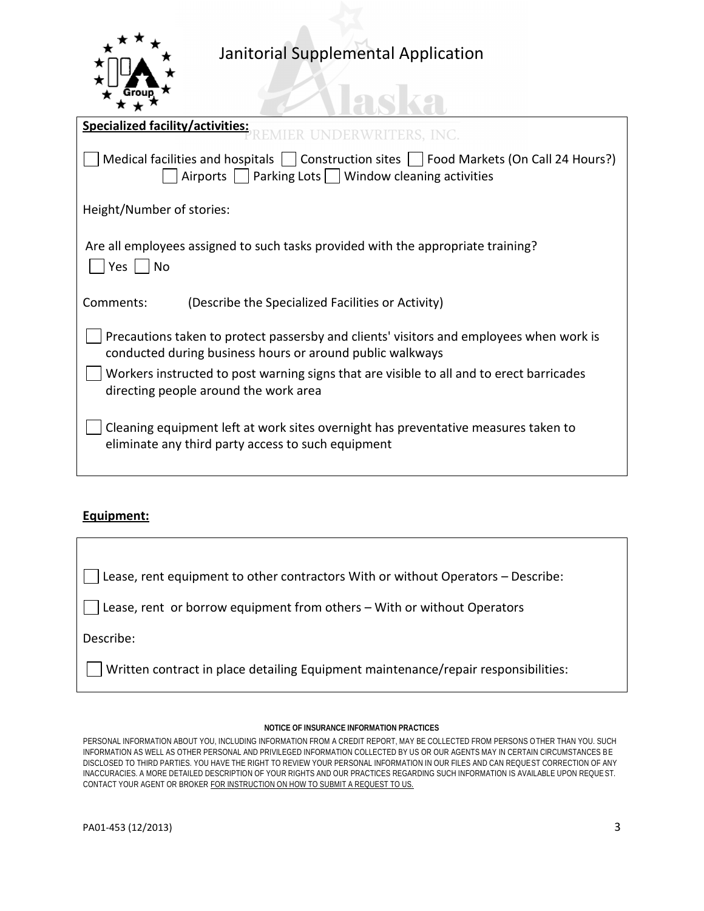Janitorial Supplemental Application

**Specialized facility/activities:**

☐ Medical facilities and hospitals ☐ Construction sites ☐ Food Markets (On Call 24 Hours?) ☐ Airports ☐ Parking Lots ☐ Window cleaning activities

Height/Number of stories:

Are all employees assigned to such tasks provided with the appropriate training?

☐ Yes ☐ No

Comments: (Describe the Specialized Facilities or Activity)

☐ Precautions taken to protect passersby and clients' visitors and employees when work is conducted during business hours or around public walkways

☐ Workers instructed to post warning signs that are visible to all and to erect barricades directing people around the work area

☐ Cleaning equipment left at work sites overnight has preventative measures taken to eliminate any third party access to such equipment

**Equipment:**

☐ Lease, rent equipment to other contractors With or without Operators – Describe:

☐ Lease, rent or borrow equipment from others – With or without Operators

Describe:

☐ Written contract in place detailing Equipment maintenance/repair responsibilities:

**NOTICE OF INSURANCE INFORMATION PRACTICES**

PERSONAL INFORMATION ABOUT YOU, INCLUDING INFORMATION FROM A CREDIT REPORT, MAY BE COLLECTED FROM PERSONS OTHER THAN YOU. SUCH INFORMATION AS WELL AS OTHER PERSONAL AND PRIVILEGED INFORMATION COLLECTED BY US OR OUR AGENTS MAY IN CERTAIN CIRCUMSTANCES BE DISCLOSED TO THIRD PARTIES. YOU HAVE THE RIGHT TO REVIEW YOUR PERSONAL INFORMATION IN OUR FILES AND CAN REQUEST CORRECTION OF ANY INACCURACIES. A MORE DETAILED DESCRIPTION OF YOUR RIGHTS AND OUR PRACTICES REGARDING SUCH INFORMATION IS AVAILABLE UPON REQUEST. CONTACT YOUR AGENT OR BROKER FOR INSTRUCTION ON HOW TO SUBMIT A REQUEST TO US.

PA01-453 (12/2013)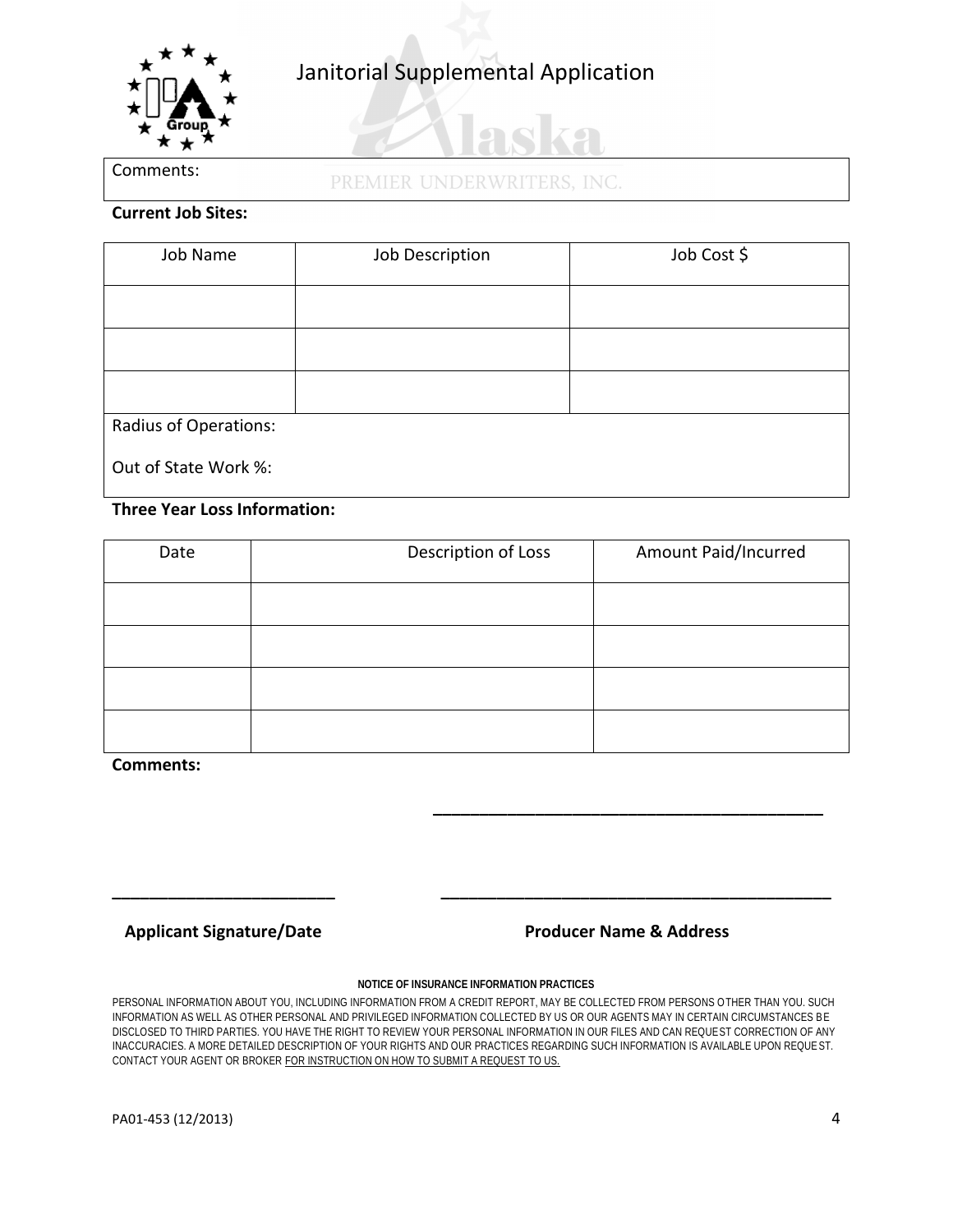# Janitorial Supplemental Application

Comments:

**Current Job Sites:**

| Job Name | Job Description | Job Cost $ |
| --- | --- | --- |
| | | |
| | | |
| | | |

Radius of Operations:

Out of State Work %:

**Three Year Loss Information:**

| Date | Description of Loss | Amount Paid/Incurred |
| --- | --- | --- |
| | | |
| | | |
| | | |
| | | |

**Comments:**

\_\_\_\_\_\_\_\_\_\_\_\_\_\_\_\_\_\_\_\_\_\_\_\_\_\_\_\_\_\_\_\_\_\_\_\_\_\_\_\_\_\_\_\_

\_\_\_\_\_\_\_\_\_\_\_\_\_\_\_\_\_\_\_\_\_\_\_\_\_ \_\_\_\_\_\_\_\_\_\_\_\_\_\_\_\_\_\_\_\_\_\_\_\_\_\_\_\_\_\_\_\_\_\_\_\_\_\_\_\_\_\_\_\_

**Applicant Signature/Date** **Producer Name & Address**

**NOTICE OF INSURANCE INFORMATION PRACTICES**

PERSONAL INFORMATION ABOUT YOU, INCLUDING INFORMATION FROM A CREDIT REPORT, MAY BE COLLECTED FROM PERSONS OTHER THAN YOU. SUCH INFORMATION AS WELL AS OTHER PERSONAL AND PRIVILEGED INFORMATION COLLECTED BY US OR OUR AGENTS MAY IN CERTAIN CIRCUMSTANCES BE DISCLOSED TO THIRD PARTIES. YOU HAVE THE RIGHT TO REVIEW YOUR PERSONAL INFORMATION IN OUR FILES AND CAN REQUEST CORRECTION OF ANY INACCURACIES. A MORE DETAILED DESCRIPTION OF YOUR RIGHTS AND OUR PRACTICES REGARDING SUCH INFORMATION IS AVAILABLE UPON REQUEST. CONTACT YOUR AGENT OR BROKER FOR INSTRUCTION ON HOW TO SUBMIT A REQUEST TO US.

PA01-453 (12/2013)